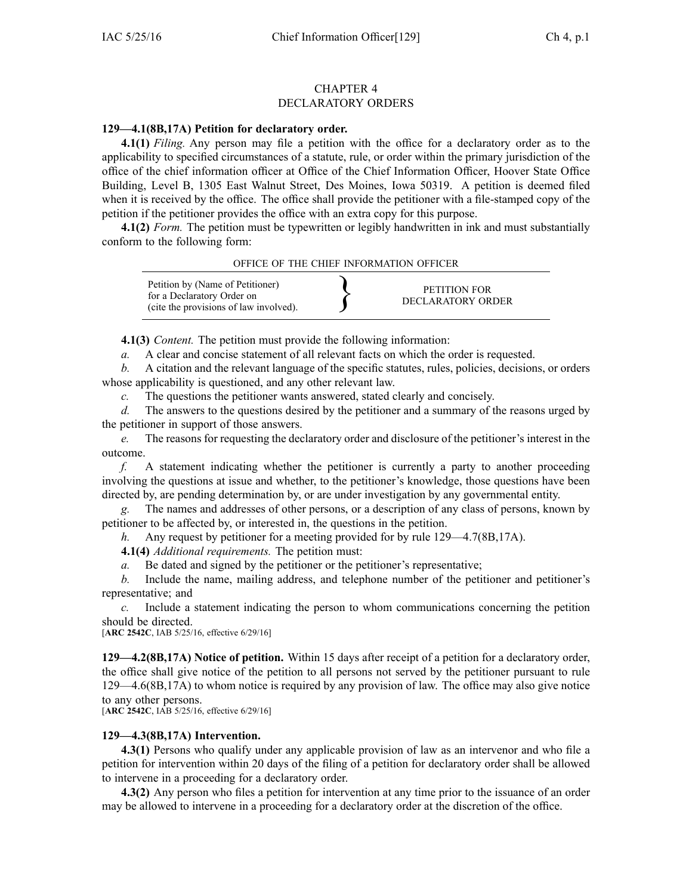# CHAPTER 4
# DECLARATORY ORDERS

**129—4.1(8B,17A) Petition for declaratory order.**

**4.1(1)** *Filing.* Any person may file a petition with the office for a declaratory order as to the applicability to specified circumstances of a statute, rule, or order within the primary jurisdiction of the office of the chief information officer at Office of the Chief Information Officer, Hoover State Office Building, Level B, 1305 East Walnut Street, Des Moines, Iowa 50319. A petition is deemed filed when it is received by the office. The office shall provide the petitioner with a file-stamped copy of the petition if the petitioner provides the office with an extra copy for this purpose.

**4.1(2)** *Form.* The petition must be typewritten or legibly handwritten in ink and must substantially conform to the following form:

OFFICE OF THE CHIEF INFORMATION OFFICER

| Petition by (Name of Petitioner) for a Declaratory Order on (cite the provisions of law involved). | } | PETITION FOR DECLARATORY ORDER |
|---|---|---|

**4.1(3)** *Content.* The petition must provide the following information:

*a.* A clear and concise statement of all relevant facts on which the order is requested.

*b.* A citation and the relevant language of the specific statutes, rules, policies, decisions, or orders whose applicability is questioned, and any other relevant law.

*c.* The questions the petitioner wants answered, stated clearly and concisely.

*d.* The answers to the questions desired by the petitioner and a summary of the reasons urged by the petitioner in support of those answers.

*e.* The reasons for requesting the declaratory order and disclosure of the petitioner's interest in the outcome.

*f.* A statement indicating whether the petitioner is currently a party to another proceeding involving the questions at issue and whether, to the petitioner's knowledge, those questions have been directed by, are pending determination by, or are under investigation by any governmental entity.

*g.* The names and addresses of other persons, or a description of any class of persons, known by petitioner to be affected by, or interested in, the questions in the petition.

*h.* Any request by petitioner for a meeting provided for by rule 129—4.7(8B,17A).

**4.1(4)** *Additional requirements.* The petition must:

*a.* Be dated and signed by the petitioner or the petitioner's representative;

*b.* Include the name, mailing address, and telephone number of the petitioner and petitioner's representative; and

*c.* Include a statement indicating the person to whom communications concerning the petition should be directed.

[**ARC 2542C**, IAB 5/25/16, effective 6/29/16]

**129—4.2(8B,17A) Notice of petition.** Within 15 days after receipt of a petition for a declaratory order, the office shall give notice of the petition to all persons not served by the petitioner pursuant to rule 129—4.6(8B,17A) to whom notice is required by any provision of law. The office may also give notice to any other persons.

[**ARC 2542C**, IAB 5/25/16, effective 6/29/16]

**129—4.3(8B,17A) Intervention.**

**4.3(1)** Persons who qualify under any applicable provision of law as an intervenor and who file a petition for intervention within 20 days of the filing of a petition for declaratory order shall be allowed to intervene in a proceeding for a declaratory order.

**4.3(2)** Any person who files a petition for intervention at any time prior to the issuance of an order may be allowed to intervene in a proceeding for a declaratory order at the discretion of the office.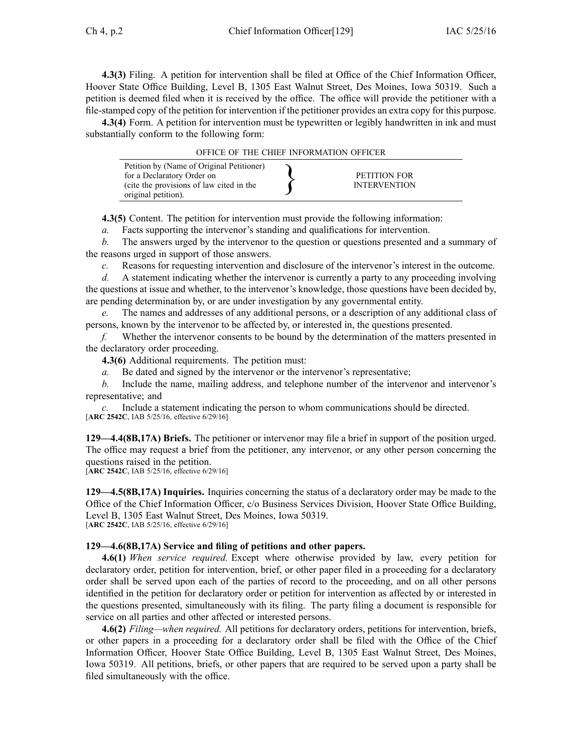**4.3(3)** Filing. A petition for intervention shall be filed at Office of the Chief Information Officer, Hoover State Office Building, Level B, 1305 East Walnut Street, Des Moines, Iowa 50319. Such a petition is deemed filed when it is received by the office. The office will provide the petitioner with a file-stamped copy of the petition for intervention if the petitioner provides an extra copy for this purpose.

**4.3(4)** Form. A petition for intervention must be typewritten or legibly handwritten in ink and must substantially conform to the following form:

OFFICE OF THE CHIEF INFORMATION OFFICER

| | | |
|---|---|---|
| Petition by (Name of Original Petitioner) for a Declaratory Order on (cite the provisions of law cited in the original petition). | } | PETITION FOR INTERVENTION |

**4.3(5)** Content. The petition for intervention must provide the following information:

*a.* Facts supporting the intervenor's standing and qualifications for intervention.

*b.* The answers urged by the intervenor to the question or questions presented and a summary of the reasons urged in support of those answers.

*c.* Reasons for requesting intervention and disclosure of the intervenor's interest in the outcome.

*d.* A statement indicating whether the intervenor is currently a party to any proceeding involving the questions at issue and whether, to the intervenor's knowledge, those questions have been decided by, are pending determination by, or are under investigation by any governmental entity.

*e.* The names and addresses of any additional persons, or a description of any additional class of persons, known by the intervenor to be affected by, or interested in, the questions presented.

*f.* Whether the intervenor consents to be bound by the determination of the matters presented in the declaratory order proceeding.

**4.3(6)** Additional requirements. The petition must:

*a.* Be dated and signed by the intervenor or the intervenor's representative;

*b.* Include the name, mailing address, and telephone number of the intervenor and intervenor's representative; and

*c.* Include a statement indicating the person to whom communications should be directed.

[**ARC 2542C**, IAB 5/25/16, effective 6/29/16]

**129—4.4(8B,17A) Briefs.** The petitioner or intervenor may file a brief in support of the position urged. The office may request a brief from the petitioner, any intervenor, or any other person concerning the questions raised in the petition.

[**ARC 2542C**, IAB 5/25/16, effective 6/29/16]

**129—4.5(8B,17A) Inquiries.** Inquiries concerning the status of a declaratory order may be made to the Office of the Chief Information Officer, c/o Business Services Division, Hoover State Office Building, Level B, 1305 East Walnut Street, Des Moines, Iowa 50319.

[**ARC 2542C**, IAB 5/25/16, effective 6/29/16]

**129—4.6(8B,17A) Service and filing of petitions and other papers.**

**4.6(1)** *When service required.* Except where otherwise provided by law, every petition for declaratory order, petition for intervention, brief, or other paper filed in a proceeding for a declaratory order shall be served upon each of the parties of record to the proceeding, and on all other persons identified in the petition for declaratory order or petition for intervention as affected by or interested in the questions presented, simultaneously with its filing. The party filing a document is responsible for service on all parties and other affected or interested persons.

**4.6(2)** *Filing—when required.* All petitions for declaratory orders, petitions for intervention, briefs, or other papers in a proceeding for a declaratory order shall be filed with the Office of the Chief Information Officer, Hoover State Office Building, Level B, 1305 East Walnut Street, Des Moines, Iowa 50319. All petitions, briefs, or other papers that are required to be served upon a party shall be filed simultaneously with the office.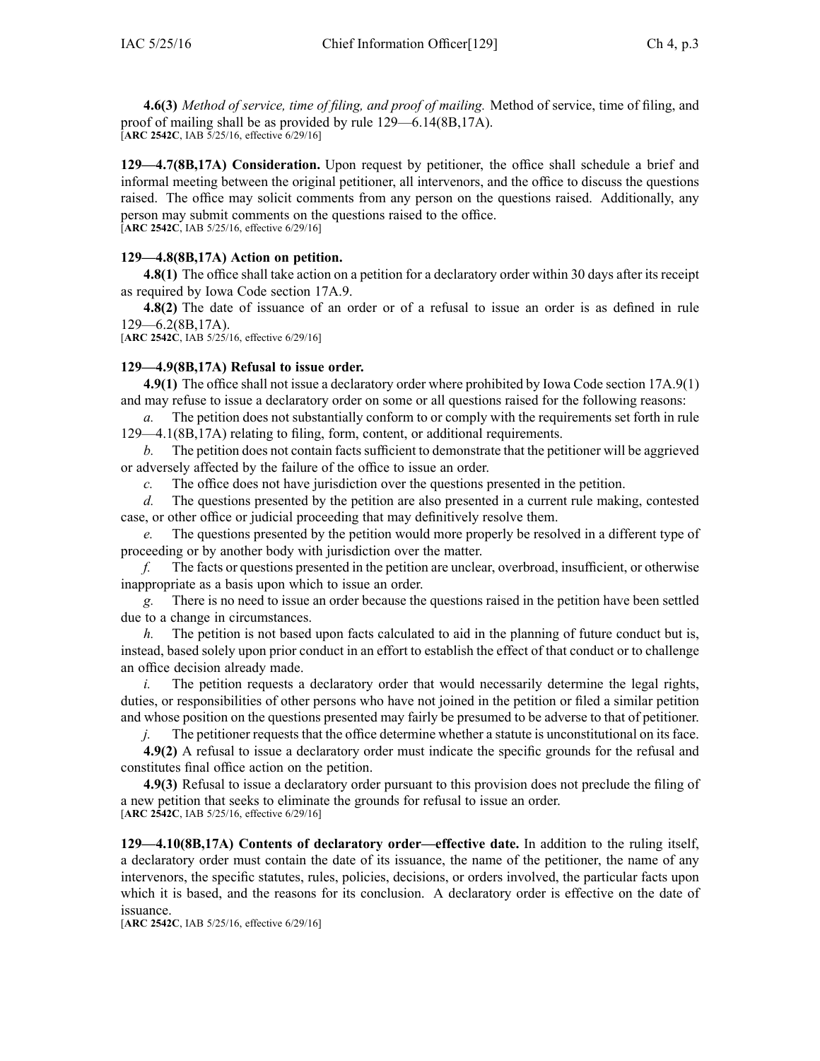**4.6(3)** *Method of service, time of filing, and proof of mailing.* Method of service, time of filing, and proof of mailing shall be as provided by rule 129—6.14(8B,17A).
[**ARC 2542C**, IAB 5/25/16, effective 6/29/16]

**129—4.7(8B,17A) Consideration.** Upon request by petitioner, the office shall schedule a brief and informal meeting between the original petitioner, all intervenors, and the office to discuss the questions raised. The office may solicit comments from any person on the questions raised. Additionally, any person may submit comments on the questions raised to the office.
[**ARC 2542C**, IAB 5/25/16, effective 6/29/16]

**129—4.8(8B,17A) Action on petition.**

**4.8(1)** The office shall take action on a petition for a declaratory order within 30 days after its receipt as required by Iowa Code section 17A.9.

**4.8(2)** The date of issuance of an order or of a refusal to issue an order is as defined in rule 129—6.2(8B,17A).
[**ARC 2542C**, IAB 5/25/16, effective 6/29/16]

**129—4.9(8B,17A) Refusal to issue order.**

**4.9(1)** The office shall not issue a declaratory order where prohibited by Iowa Code section 17A.9(1) and may refuse to issue a declaratory order on some or all questions raised for the following reasons:

*a.* The petition does not substantially conform to or comply with the requirements set forth in rule 129—4.1(8B,17A) relating to filing, form, content, or additional requirements.

*b.* The petition does not contain facts sufficient to demonstrate that the petitioner will be aggrieved or adversely affected by the failure of the office to issue an order.

*c.* The office does not have jurisdiction over the questions presented in the petition.

*d.* The questions presented by the petition are also presented in a current rule making, contested case, or other office or judicial proceeding that may definitively resolve them.

*e.* The questions presented by the petition would more properly be resolved in a different type of proceeding or by another body with jurisdiction over the matter.

*f.* The facts or questions presented in the petition are unclear, overbroad, insufficient, or otherwise inappropriate as a basis upon which to issue an order.

*g.* There is no need to issue an order because the questions raised in the petition have been settled due to a change in circumstances.

*h.* The petition is not based upon facts calculated to aid in the planning of future conduct but is, instead, based solely upon prior conduct in an effort to establish the effect of that conduct or to challenge an office decision already made.

*i.* The petition requests a declaratory order that would necessarily determine the legal rights, duties, or responsibilities of other persons who have not joined in the petition or filed a similar petition and whose position on the questions presented may fairly be presumed to be adverse to that of petitioner.

*j.* The petitioner requests that the office determine whether a statute is unconstitutional on its face.

**4.9(2)** A refusal to issue a declaratory order must indicate the specific grounds for the refusal and constitutes final office action on the petition.

**4.9(3)** Refusal to issue a declaratory order pursuant to this provision does not preclude the filing of a new petition that seeks to eliminate the grounds for refusal to issue an order.
[**ARC 2542C**, IAB 5/25/16, effective 6/29/16]

**129—4.10(8B,17A) Contents of declaratory order—effective date.** In addition to the ruling itself, a declaratory order must contain the date of its issuance, the name of the petitioner, the name of any intervenors, the specific statutes, rules, policies, decisions, or orders involved, the particular facts upon which it is based, and the reasons for its conclusion. A declaratory order is effective on the date of issuance.
[**ARC 2542C**, IAB 5/25/16, effective 6/29/16]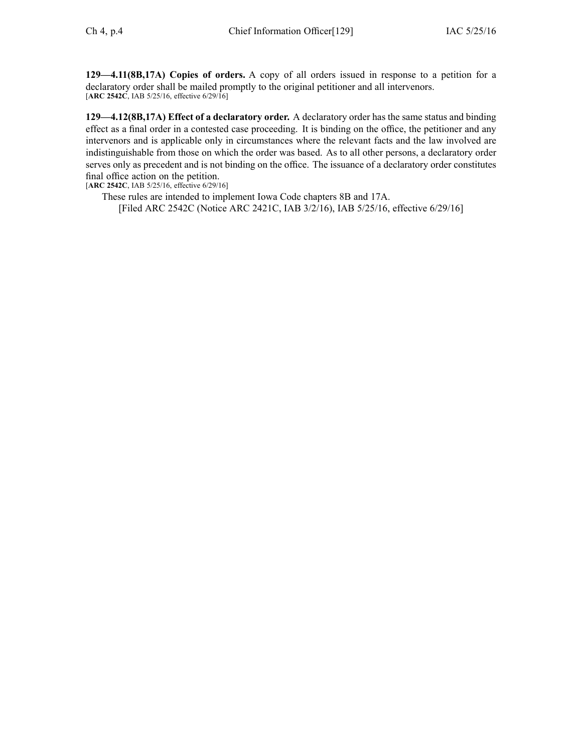**129—4.11(8B,17A) Copies of orders.** A copy of all orders issued in response to a petition for a declaratory order shall be mailed promptly to the original petitioner and all intervenors.
[**ARC 2542C**, IAB 5/25/16, effective 6/29/16]

**129—4.12(8B,17A) Effect of a declaratory order.** A declaratory order has the same status and binding effect as a final order in a contested case proceeding. It is binding on the office, the petitioner and any intervenors and is applicable only in circumstances where the relevant facts and the law involved are indistinguishable from those on which the order was based. As to all other persons, a declaratory order serves only as precedent and is not binding on the office. The issuance of a declaratory order constitutes final office action on the petition.
[**ARC 2542C**, IAB 5/25/16, effective 6/29/16]

These rules are intended to implement Iowa Code chapters 8B and 17A.

[Filed ARC 2542C (Notice ARC 2421C, IAB 3/2/16), IAB 5/25/16, effective 6/29/16]